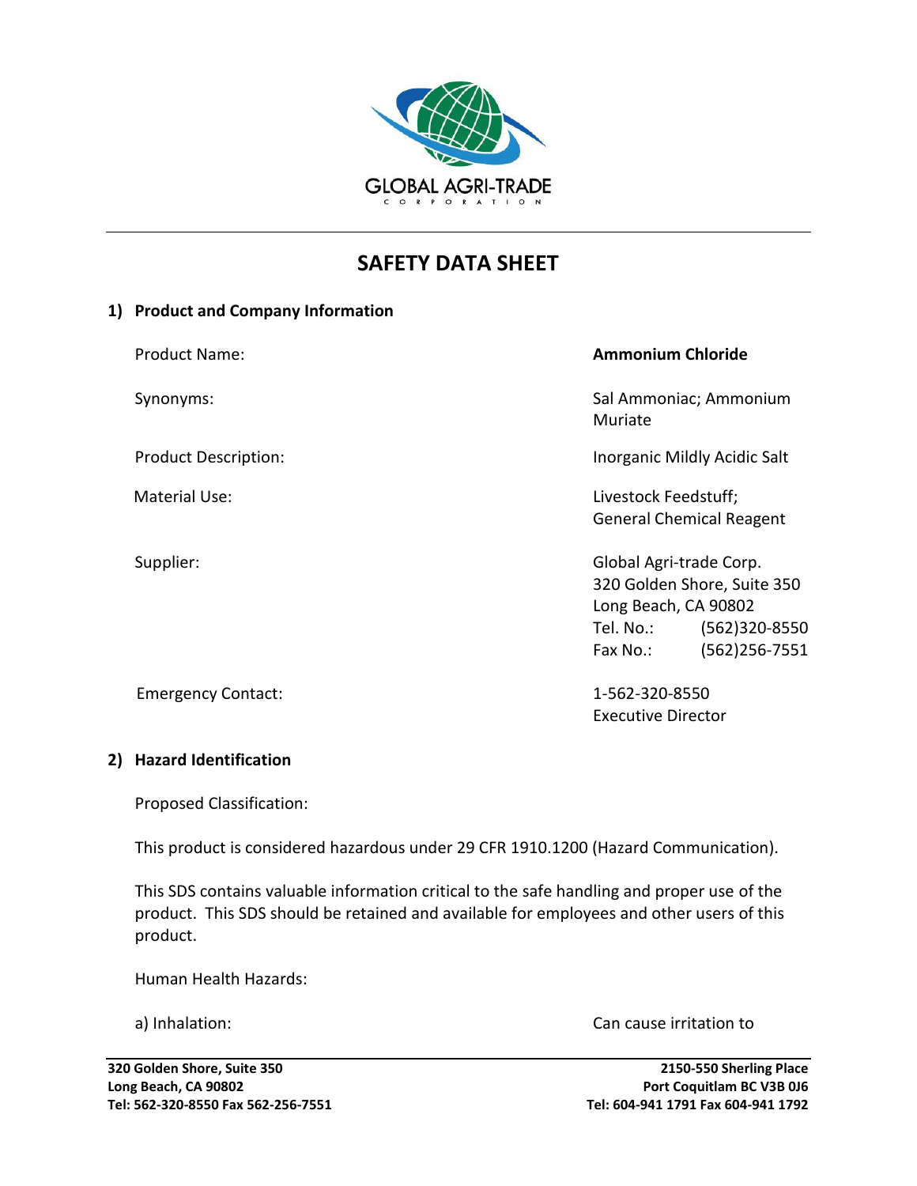GLOBAL AGRI-TRADE CORPORATION

# SAFETY DATA SHEET

## 1) Product and Company Information

| | |
|---|---|
| Product Name: | **Ammonium Chloride** |
| Synonyms: | Sal Ammoniac; Ammonium Muriate |
| Product Description: | Inorganic Mildly Acidic Salt |
| Material Use: | Livestock Feedstuff; General Chemical Reagent |
| Supplier: | Global Agri-trade Corp.<br>320 Golden Shore, Suite 350<br>Long Beach, CA 90802<br>Tel. No.: (562)320-8550<br>Fax No.: (562)256-7551 |
| Emergency Contact: | 1-562-320-8550<br>Executive Director |

## 2) Hazard Identification

Proposed Classification:

This product is considered hazardous under 29 CFR 1910.1200 (Hazard Communication).

This SDS contains valuable information critical to the safe handling and proper use of the product. This SDS should be retained and available for employees and other users of this product.

Human Health Hazards:

a) Inhalation: Can cause irritation to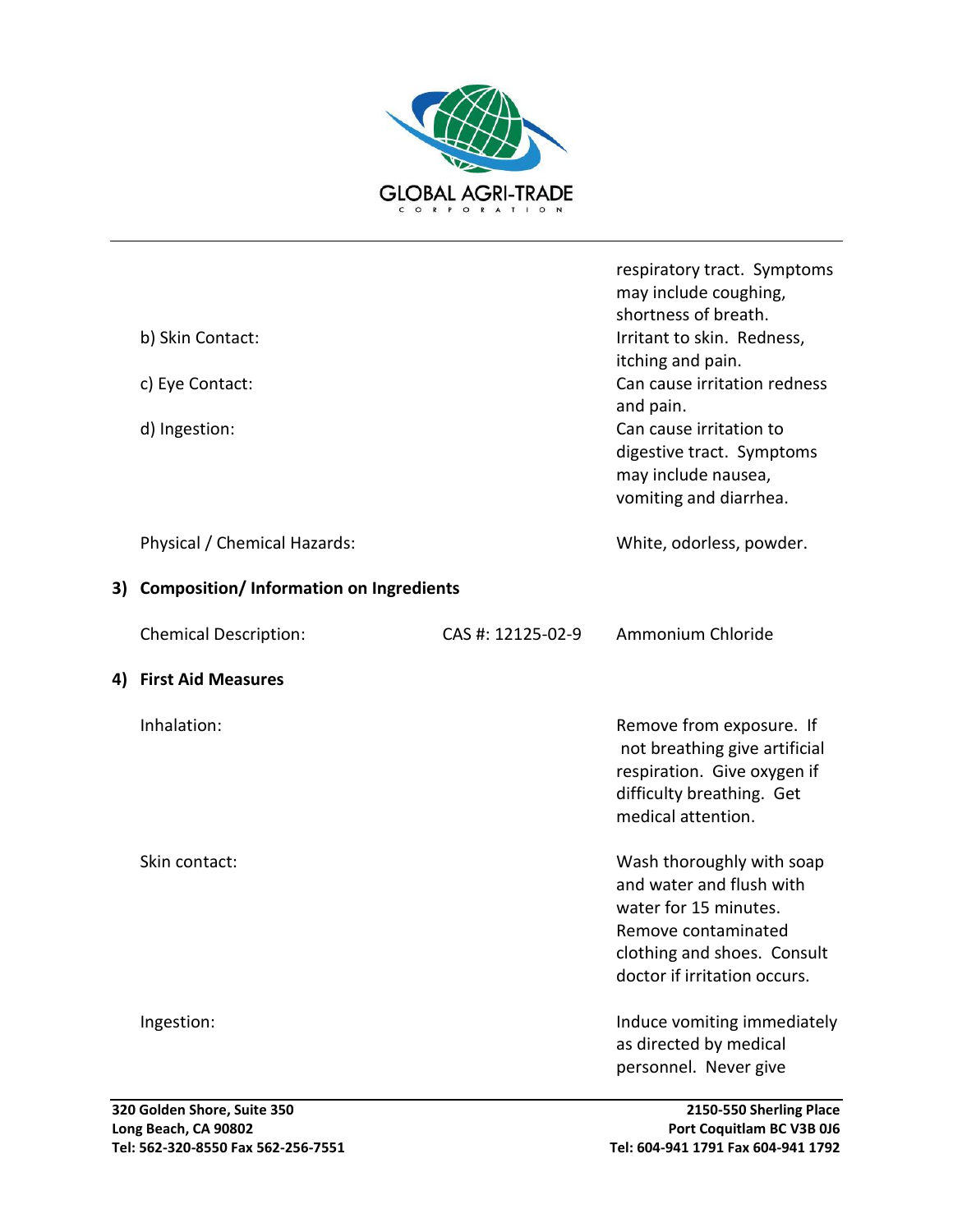| | | |
|---|---|---|
| | | respiratory tract. Symptoms may include coughing, shortness of breath. |
| b) Skin Contact: | | Irritant to skin. Redness, itching and pain. |
| c) Eye Contact: | | Can cause irritation redness and pain. |
| d) Ingestion: | | Can cause irritation to digestive tract. Symptoms may include nausea, vomiting and diarrhea. |
| Physical / Chemical Hazards: | | White, odorless, powder. |

## 3) Composition/ Information on Ingredients

| | | |
|---|---|---|
| Chemical Description: | CAS #: 12125-02-9 | Ammonium Chloride |

## 4) First Aid Measures

| | |
|---|---|
| Inhalation: | Remove from exposure. If not breathing give artificial respiration. Give oxygen if difficulty breathing. Get medical attention. |
| Skin contact: | Wash thoroughly with soap and water and flush with water for 15 minutes. Remove contaminated clothing and shoes. Consult doctor if irritation occurs. |
| Ingestion: | Induce vomiting immediately as directed by medical personnel. Never give |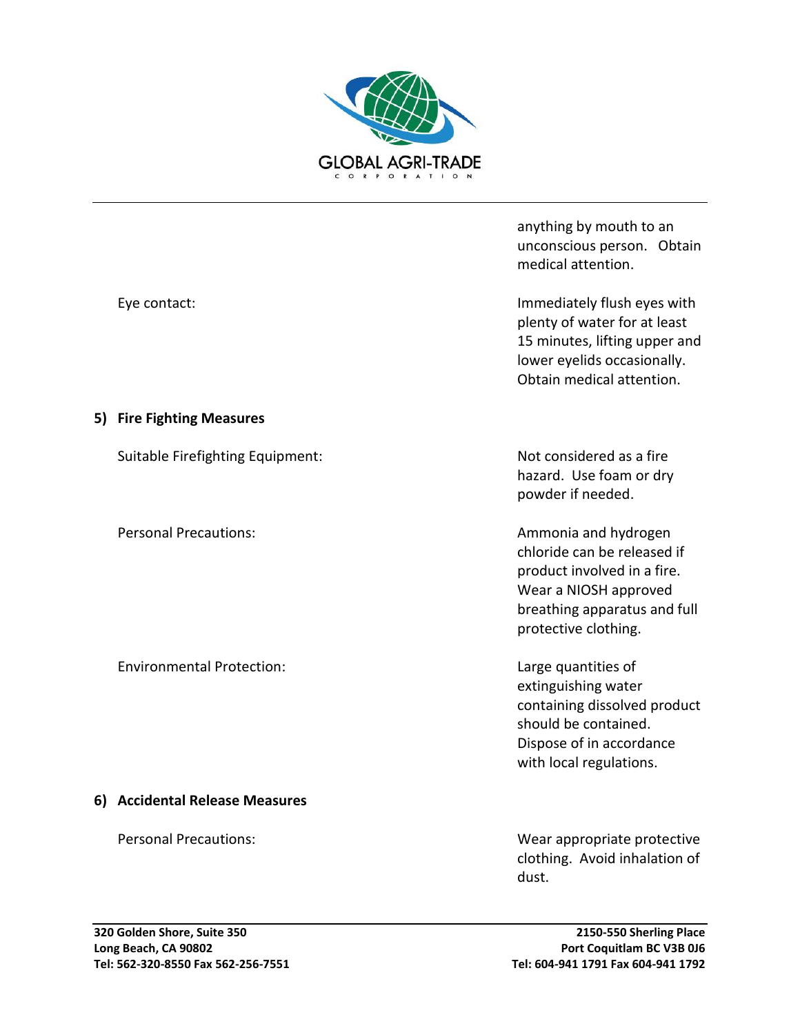anything by mouth to an unconscious person. Obtain medical attention.

| | |
|---|---|
| Eye contact: | Immediately flush eyes with plenty of water for at least 15 minutes, lifting upper and lower eyelids occasionally. Obtain medical attention. |

## 5) Fire Fighting Measures

| | |
|---|---|
| Suitable Firefighting Equipment: | Not considered as a fire hazard. Use foam or dry powder if needed. |
| Personal Precautions: | Ammonia and hydrogen chloride can be released if product involved in a fire. Wear a NIOSH approved breathing apparatus and full protective clothing. |
| Environmental Protection: | Large quantities of extinguishing water containing dissolved product should be contained. Dispose of in accordance with local regulations. |

## 6) Accidental Release Measures

| | |
|---|---|
| Personal Precautions: | Wear appropriate protective clothing. Avoid inhalation of dust. |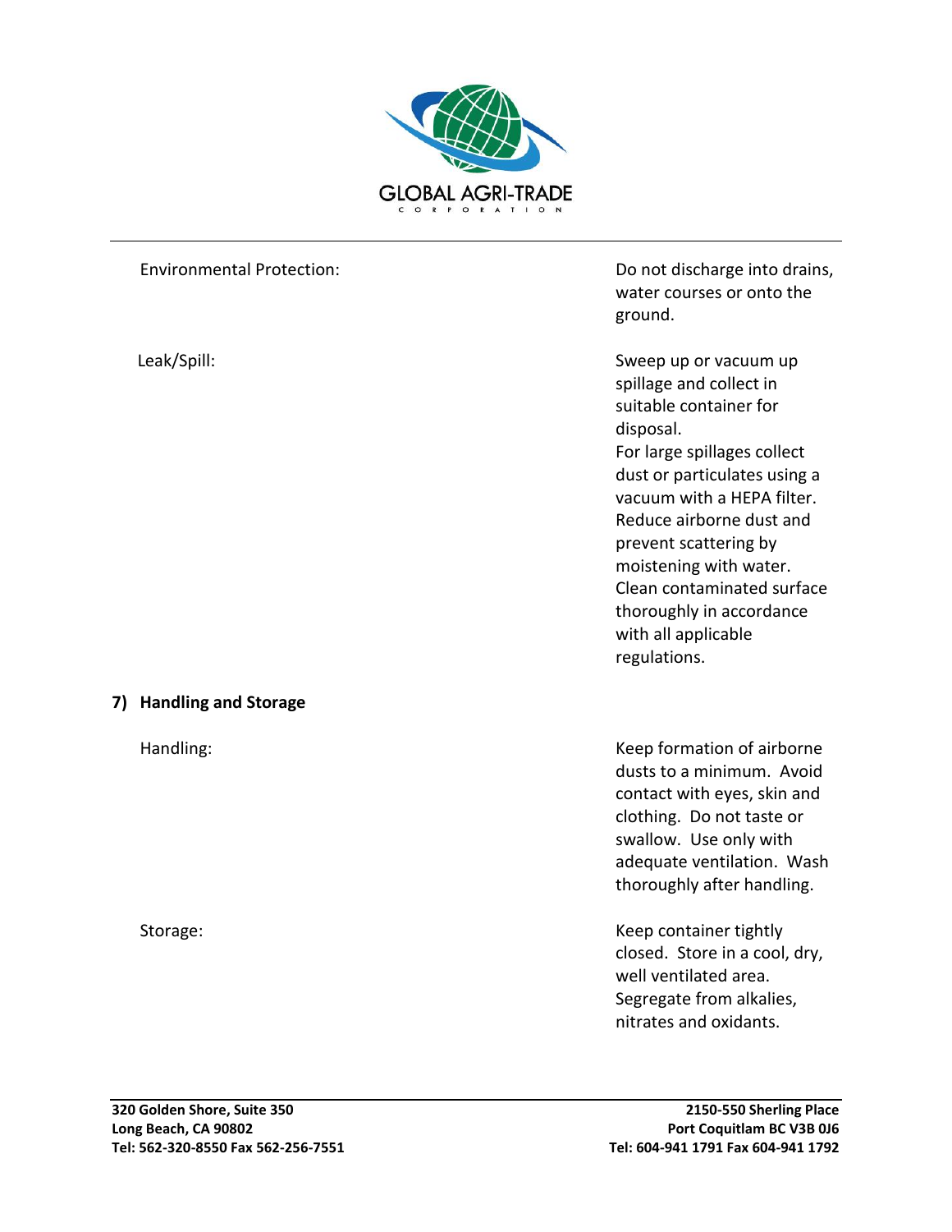| | |
|---|---|
| Environmental Protection: | Do not discharge into drains, water courses or onto the ground. |
| Leak/Spill: | Sweep up or vacuum up spillage and collect in suitable container for disposal. For large spillages collect dust or particulates using a vacuum with a HEPA filter. Reduce airborne dust and prevent scattering by moistening with water. Clean contaminated surface thoroughly in accordance with all applicable regulations. |

## 7) Handling and Storage

| | |
|---|---|
| Handling: | Keep formation of airborne dusts to a minimum. Avoid contact with eyes, skin and clothing. Do not taste or swallow. Use only with adequate ventilation. Wash thoroughly after handling. |
| Storage: | Keep container tightly closed. Store in a cool, dry, well ventilated area. Segregate from alkalies, nitrates and oxidants. |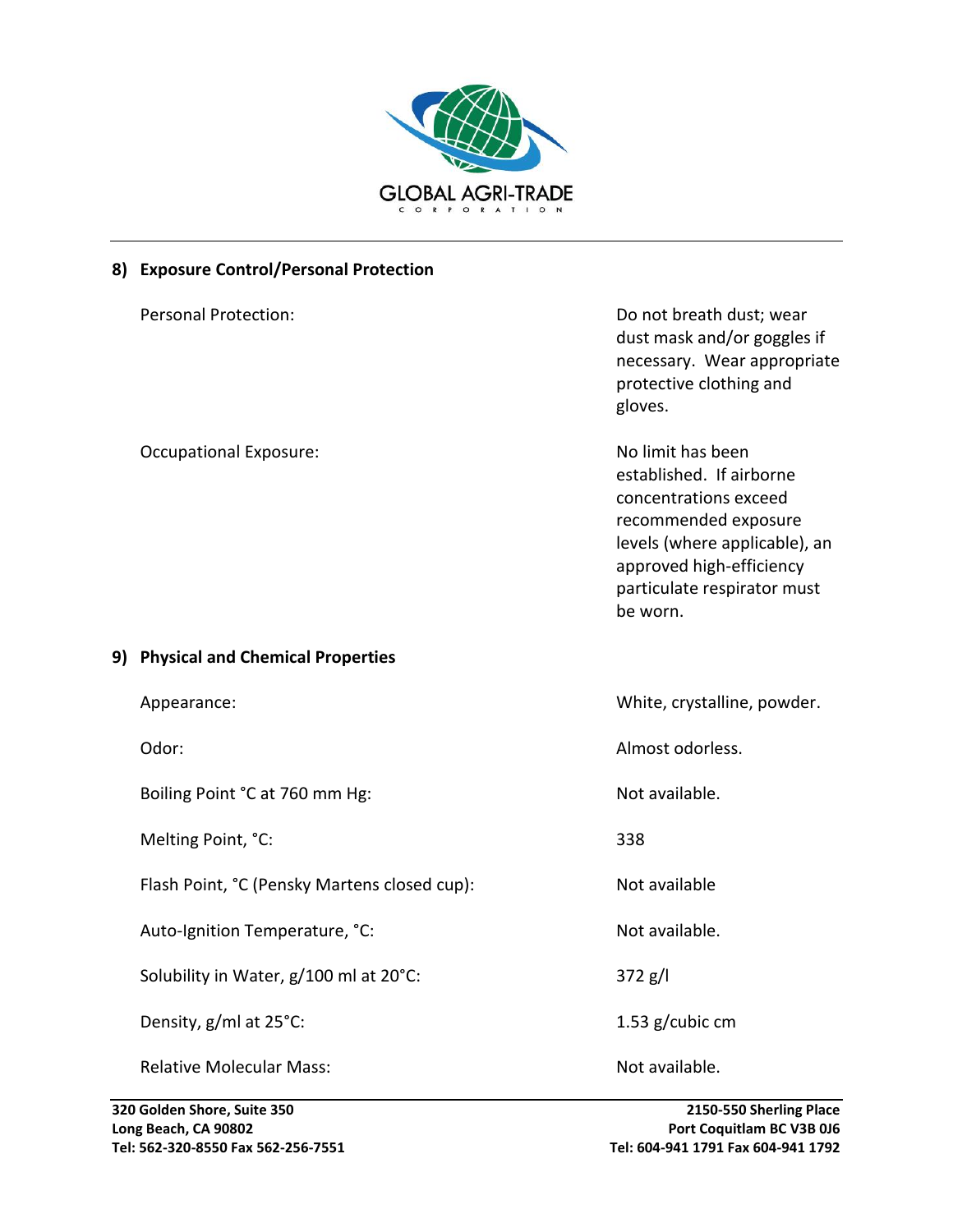## 8) Exposure Control/Personal Protection

| | |
|---|---|
| Personal Protection: | Do not breath dust; wear dust mask and/or goggles if necessary. Wear appropriate protective clothing and gloves. |
| Occupational Exposure: | No limit has been established. If airborne concentrations exceed recommended exposure levels (where applicable), an approved high-efficiency particulate respirator must be worn. |

## 9) Physical and Chemical Properties

| | |
|---|---|
| Appearance: | White, crystalline, powder. |
| Odor: | Almost odorless. |
| Boiling Point °C at 760 mm Hg: | Not available. |
| Melting Point, °C: | 338 |
| Flash Point, °C (Pensky Martens closed cup): | Not available |
| Auto-Ignition Temperature, °C: | Not available. |
| Solubility in Water, g/100 ml at 20°C: | 372 g/l |
| Density, g/ml at 25°C: | 1.53 g/cubic cm |
| Relative Molecular Mass: | Not available. |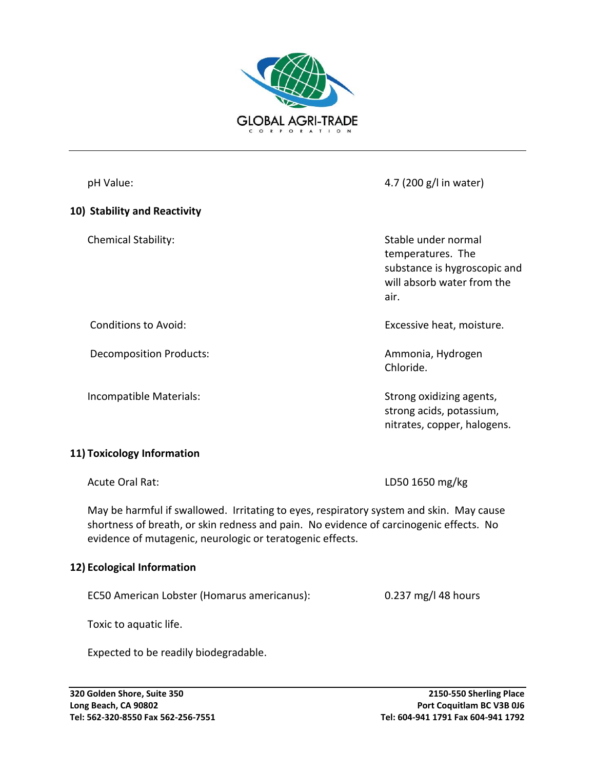| | |
|---|---|
| pH Value: | 4.7 (200 g/l in water) |

## 10) Stability and Reactivity

| | |
|---|---|
| Chemical Stability: | Stable under normal temperatures. The substance is hygroscopic and will absorb water from the air. |
| Conditions to Avoid: | Excessive heat, moisture. |
| Decomposition Products: | Ammonia, Hydrogen Chloride. |
| Incompatible Materials: | Strong oxidizing agents, strong acids, potassium, nitrates, copper, halogens. |

## 11) Toxicology Information

| | |
|---|---|
| Acute Oral Rat: | LD50 1650 mg/kg |

May be harmful if swallowed. Irritating to eyes, respiratory system and skin. May cause shortness of breath, or skin redness and pain. No evidence of carcinogenic effects. No evidence of mutagenic, neurologic or teratogenic effects.

## 12) Ecological Information

| | |
|---|---|
| EC50 American Lobster (Homarus americanus): | 0.237 mg/l 48 hours |

Toxic to aquatic life.

Expected to be readily biodegradable.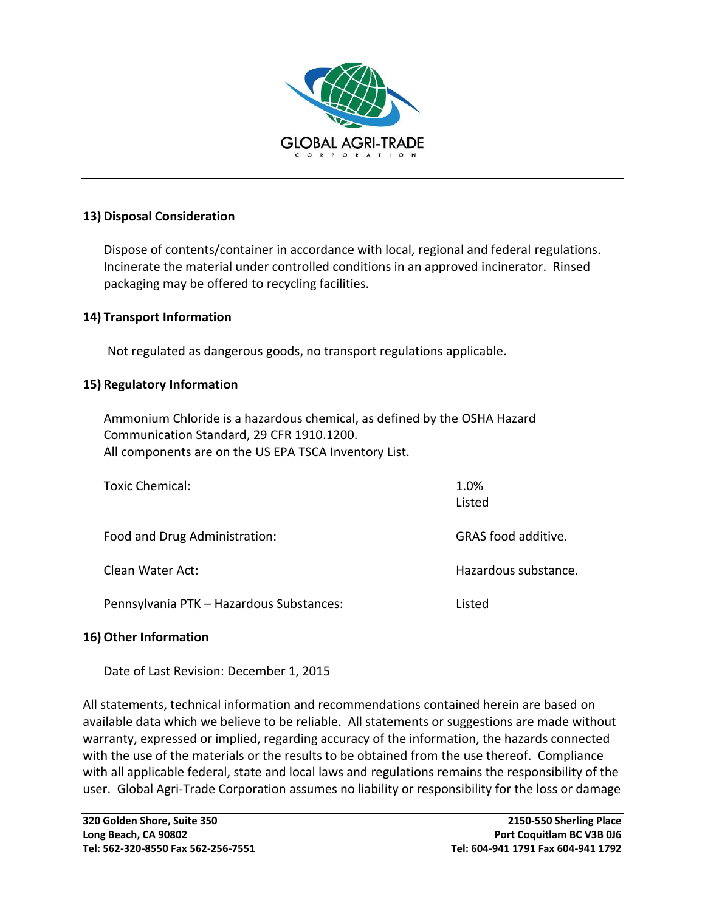## 13) Disposal Consideration

Dispose of contents/container in accordance with local, regional and federal regulations. Incinerate the material under controlled conditions in an approved incinerator. Rinsed packaging may be offered to recycling facilities.

## 14) Transport Information

Not regulated as dangerous goods, no transport regulations applicable.

## 15) Regulatory Information

Ammonium Chloride is a hazardous chemical, as defined by the OSHA Hazard Communication Standard, 29 CFR 1910.1200.
All components are on the US EPA TSCA Inventory List.

| | |
|---|---|
| Toxic Chemical: | 1.0%<br>Listed |
| Food and Drug Administration: | GRAS food additive. |
| Clean Water Act: | Hazardous substance. |
| Pennsylvania PTK – Hazardous Substances: | Listed |

## 16) Other Information

Date of Last Revision: December 1, 2015

All statements, technical information and recommendations contained herein are based on available data which we believe to be reliable. All statements or suggestions are made without warranty, expressed or implied, regarding accuracy of the information, the hazards connected with the use of the materials or the results to be obtained from the use thereof. Compliance with all applicable federal, state and local laws and regulations remains the responsibility of the user. Global Agri-Trade Corporation assumes no liability or responsibility for the loss or damage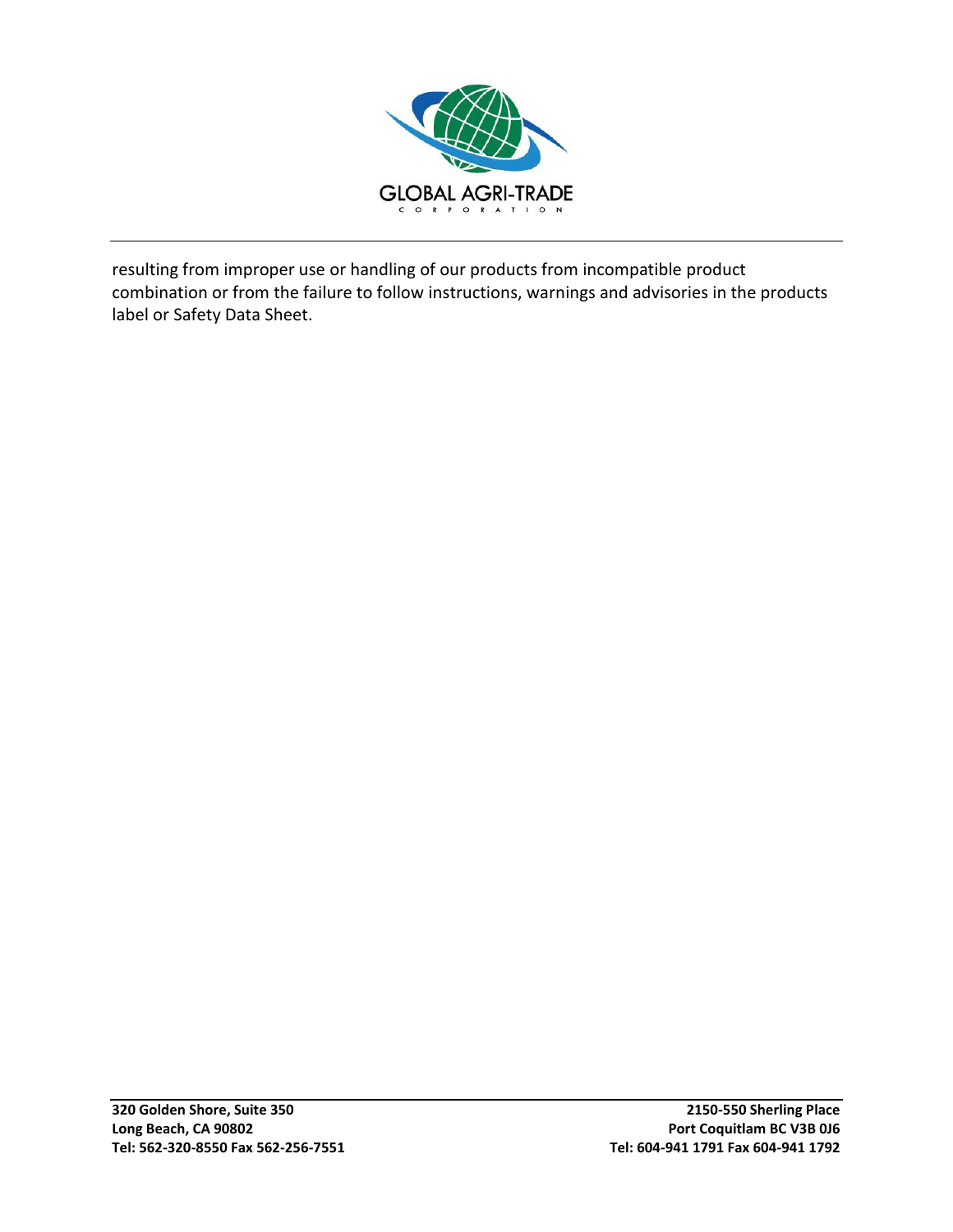resulting from improper use or handling of our products from incompatible product combination or from the failure to follow instructions, warnings and advisories in the products label or Safety Data Sheet.